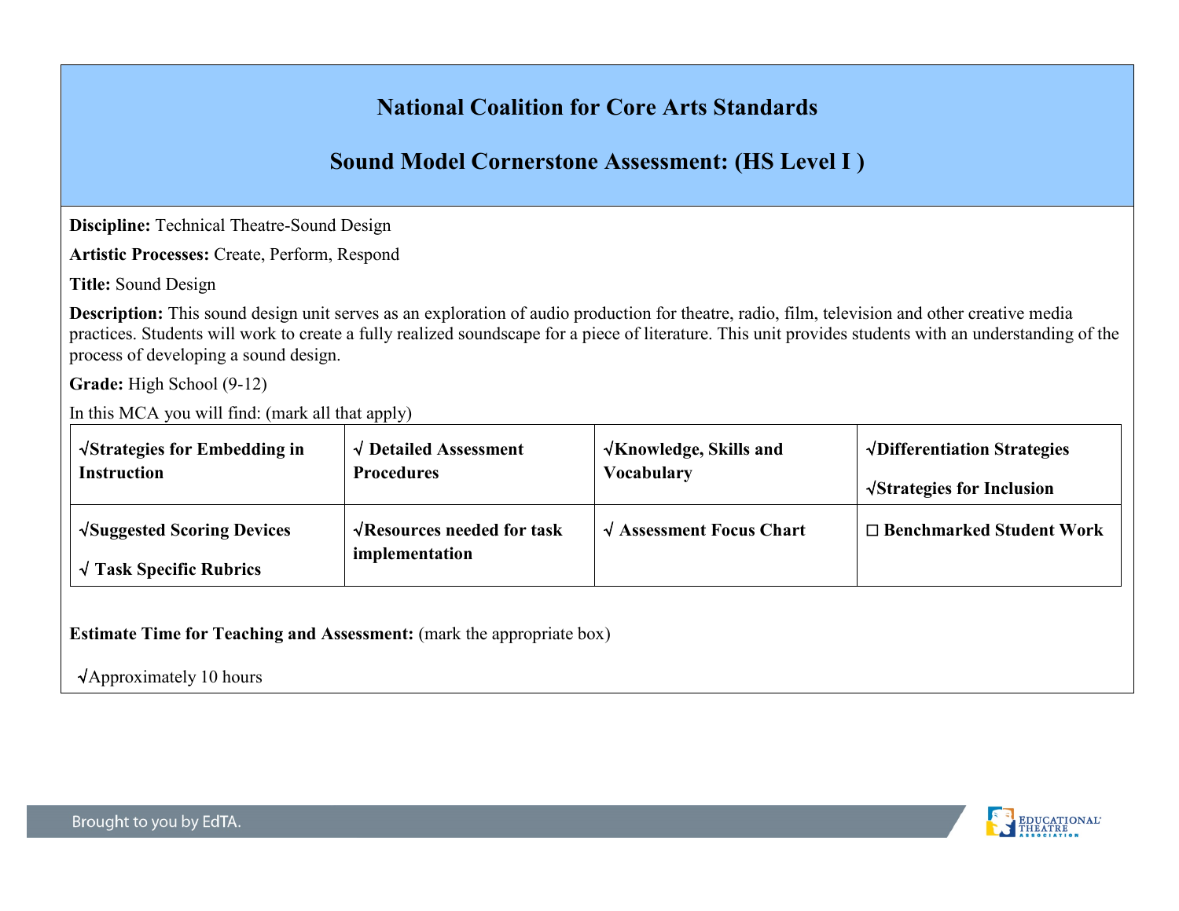# National Coalition for Core Arts Standards

## Sound Model Cornerstone Assessment: (HS Level I )

**Discipline:** Technical Theatre-Sound Design

**Artistic Processes:** Create, Perform, Respond

**Title:** Sound Design

**Description:** This sound design unit serves as an exploration of audio production for theatre, radio, film, television and other creative media practices. Students will work to create a fully realized soundscape for a piece of literature. This unit provides students with an understanding of the process of developing a sound design.

**Grade:** High School (9-12)

In this MCA you will find: (mark all that apply)

| | | | |
|---|---|---|---|
| **√Strategies for Embedding in Instruction** | **√ Detailed Assessment Procedures** | **√Knowledge, Skills and Vocabulary** | **√Differentiation Strategies**<br><br>**√Strategies for Inclusion** |
| **√Suggested Scoring Devices**<br><br>**√ Task Specific Rubrics** | **√Resources needed for task implementation** | **√ Assessment Focus Chart** | **☐ Benchmarked Student Work** |

**Estimate Time for Teaching and Assessment:** (mark the appropriate box)

√Approximately 10 hours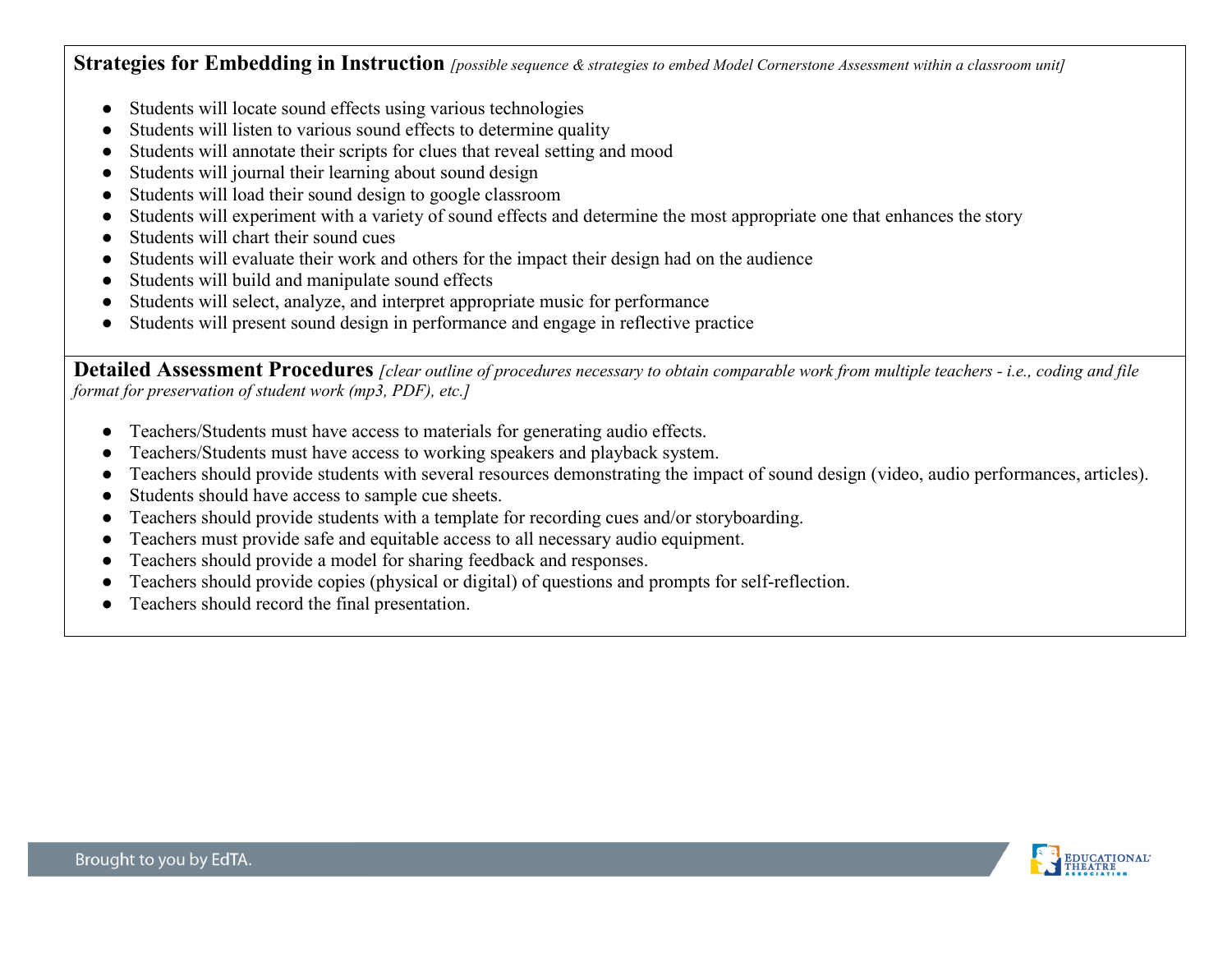**Strategies for Embedding in Instruction** *[possible sequence & strategies to embed Model Cornerstone Assessment within a classroom unit]*

- Students will locate sound effects using various technologies
- Students will listen to various sound effects to determine quality
- Students will annotate their scripts for clues that reveal setting and mood
- Students will journal their learning about sound design
- Students will load their sound design to google classroom
- Students will experiment with a variety of sound effects and determine the most appropriate one that enhances the story
- Students will chart their sound cues
- Students will evaluate their work and others for the impact their design had on the audience
- Students will build and manipulate sound effects
- Students will select, analyze, and interpret appropriate music for performance
- Students will present sound design in performance and engage in reflective practice

**Detailed Assessment Procedures** *[clear outline of procedures necessary to obtain comparable work from multiple teachers - i.e., coding and file format for preservation of student work (mp3, PDF), etc.]*

- Teachers/Students must have access to materials for generating audio effects.
- Teachers/Students must have access to working speakers and playback system.
- Teachers should provide students with several resources demonstrating the impact of sound design (video, audio performances, articles).
- Students should have access to sample cue sheets.
- Teachers should provide students with a template for recording cues and/or storyboarding.
- Teachers must provide safe and equitable access to all necessary audio equipment.
- Teachers should provide a model for sharing feedback and responses.
- Teachers should provide copies (physical or digital) of questions and prompts for self-reflection.
- Teachers should record the final presentation.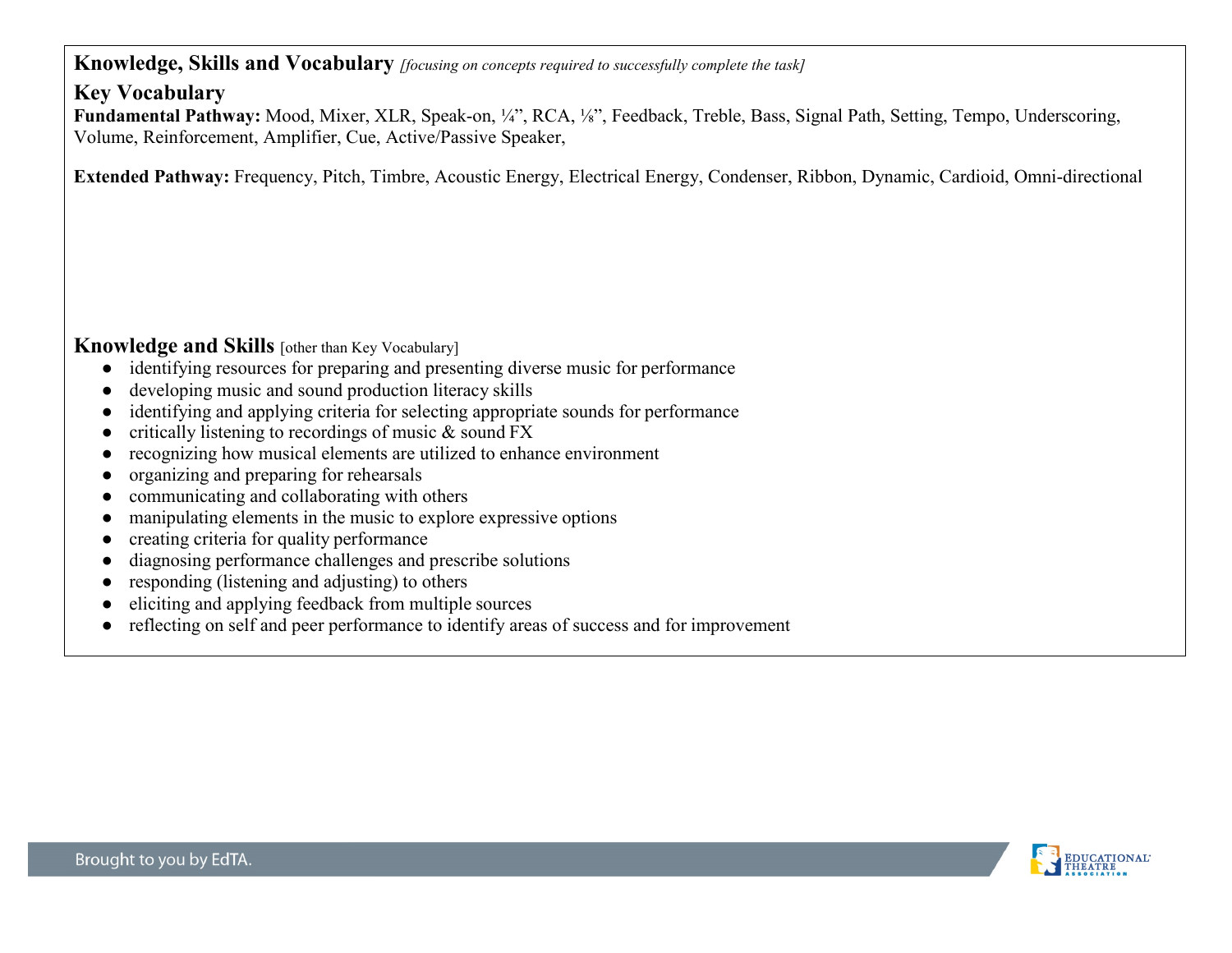## Knowledge, Skills and Vocabulary *[focusing on concepts required to successfully complete the task]*

### Key Vocabulary

**Fundamental Pathway:** Mood, Mixer, XLR, Speak-on, ¼", RCA, ⅛", Feedback, Treble, Bass, Signal Path, Setting, Tempo, Underscoring, Volume, Reinforcement, Amplifier, Cue, Active/Passive Speaker,

**Extended Pathway:** Frequency, Pitch, Timbre, Acoustic Energy, Electrical Energy, Condenser, Ribbon, Dynamic, Cardioid, Omni-directional

### Knowledge and Skills [other than Key Vocabulary]

- identifying resources for preparing and presenting diverse music for performance
- developing music and sound production literacy skills
- identifying and applying criteria for selecting appropriate sounds for performance
- critically listening to recordings of music & sound FX
- recognizing how musical elements are utilized to enhance environment
- organizing and preparing for rehearsals
- communicating and collaborating with others
- manipulating elements in the music to explore expressive options
- creating criteria for quality performance
- diagnosing performance challenges and prescribe solutions
- responding (listening and adjusting) to others
- eliciting and applying feedback from multiple sources
- reflecting on self and peer performance to identify areas of success and for improvement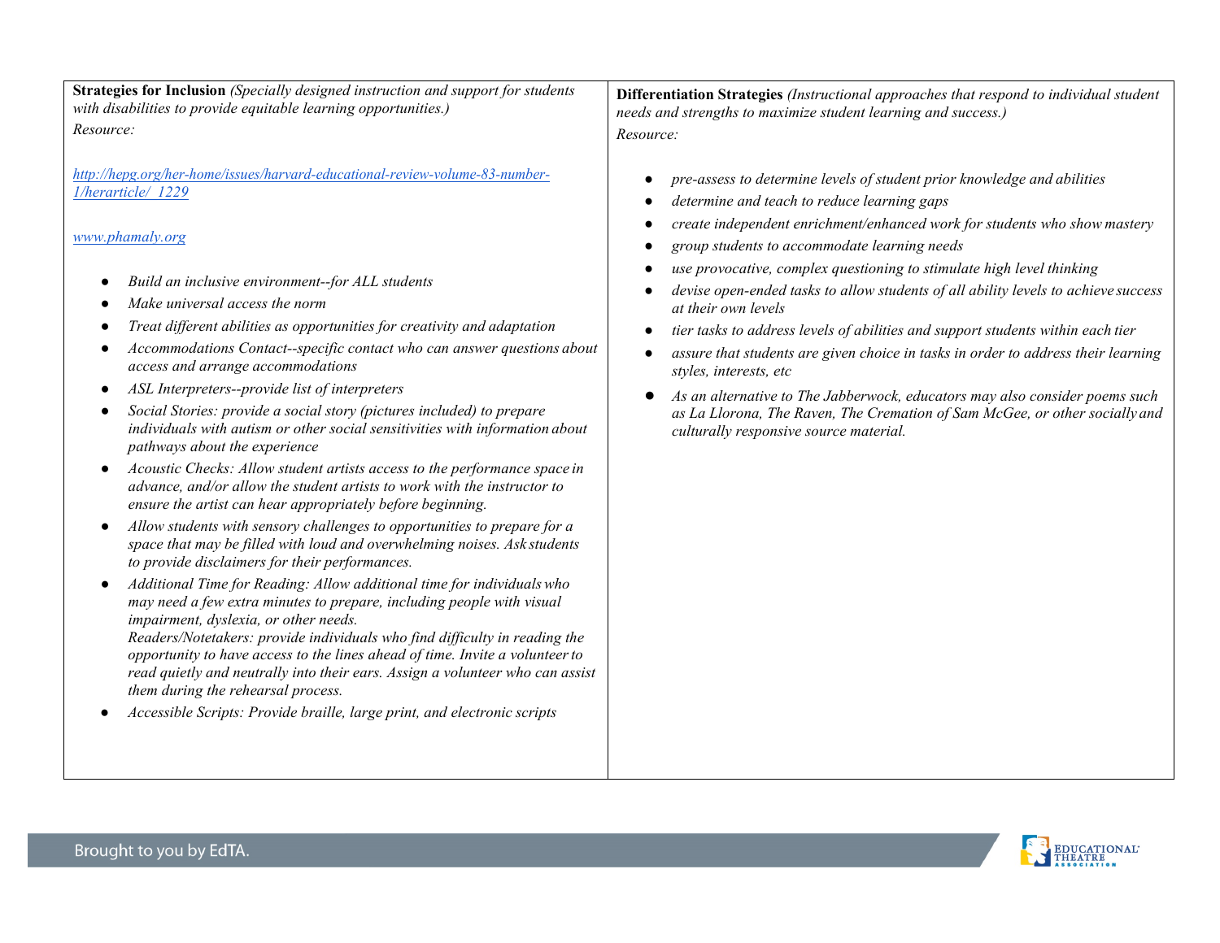**Strategies for Inclusion** *(Specially designed instruction and support for students with disabilities to provide equitable learning opportunities.)*
*Resource:*

*http://hepg.org/her-home/issues/harvard-educational-review-volume-83-number-1/herarticle/_1229*

*www.phamaly.org*

- *Build an inclusive environment--for ALL students*
- *Make universal access the norm*
- *Treat different abilities as opportunities for creativity and adaptation*
- *Accommodations Contact--specific contact who can answer questions about access and arrange accommodations*
- *ASL Interpreters--provide list of interpreters*
- *Social Stories: provide a social story (pictures included) to prepare individuals with autism or other social sensitivities with information about pathways about the experience*
- *Acoustic Checks: Allow student artists access to the performance space in advance, and/or allow the student artists to work with the instructor to ensure the artist can hear appropriately before beginning.*
- *Allow students with sensory challenges to opportunities to prepare for a space that may be filled with loud and overwhelming noises. Ask students to provide disclaimers for their performances.*
- *Additional Time for Reading: Allow additional time for individuals who may need a few extra minutes to prepare, including people with visual impairment, dyslexia, or other needs.*
  *Readers/Notetakers: provide individuals who find difficulty in reading the opportunity to have access to the lines ahead of time. Invite a volunteer to read quietly and neutrally into their ears. Assign a volunteer who can assist them during the rehearsal process.*
- *Accessible Scripts: Provide braille, large print, and electronic scripts*

**Differentiation Strategies** *(Instructional approaches that respond to individual student needs and strengths to maximize student learning and success.)*
*Resource:*

- *pre-assess to determine levels of student prior knowledge and abilities*
- *determine and teach to reduce learning gaps*
- *create independent enrichment/enhanced work for students who show mastery*
- *group students to accommodate learning needs*
- *use provocative, complex questioning to stimulate high level thinking*
- *devise open-ended tasks to allow students of all ability levels to achieve success at their own levels*
- *tier tasks to address levels of abilities and support students within each tier*
- *assure that students are given choice in tasks in order to address their learning styles, interests, etc*
- *As an alternative to The Jabberwock, educators may also consider poems such as La Llorona, The Raven, The Cremation of Sam McGee, or other socially and culturally responsive source material.*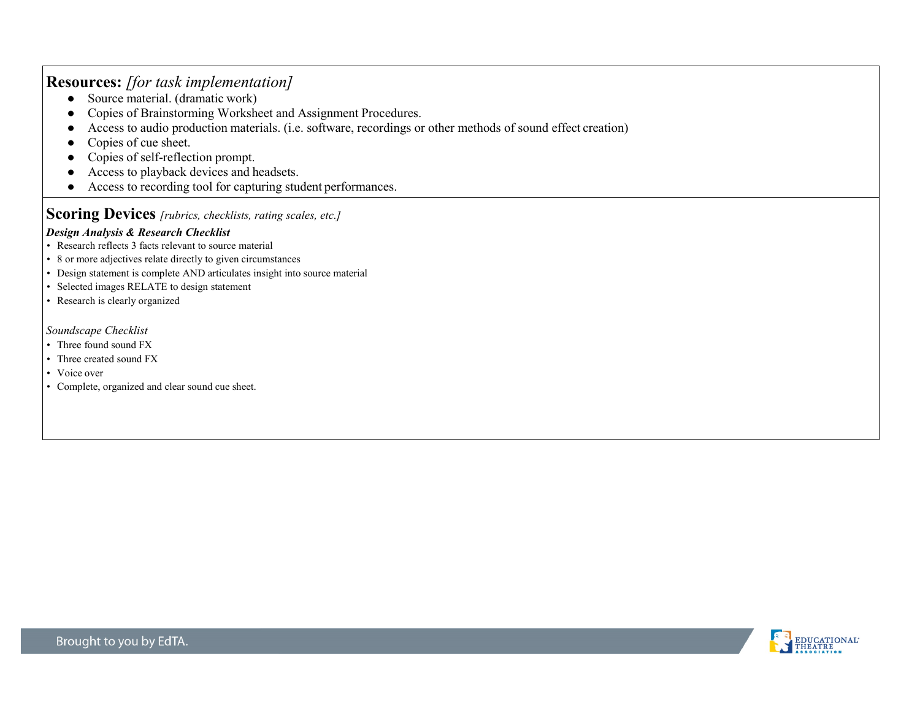## Resources: *[for task implementation]*

- Source material. (dramatic work)
- Copies of Brainstorming Worksheet and Assignment Procedures.
- Access to audio production materials. (i.e. software, recordings or other methods of sound effect creation)
- Copies of cue sheet.
- Copies of self-reflection prompt.
- Access to playback devices and headsets.
- Access to recording tool for capturing student performances.

## Scoring Devices *[rubrics, checklists, rating scales, etc.]*

***Design Analysis & Research Checklist***

- Research reflects 3 facts relevant to source material
- 8 or more adjectives relate directly to given circumstances
- Design statement is complete AND articulates insight into source material
- Selected images RELATE to design statement
- Research is clearly organized

*Soundscape Checklist*

- Three found sound FX
- Three created sound FX
- Voice over
- Complete, organized and clear sound cue sheet.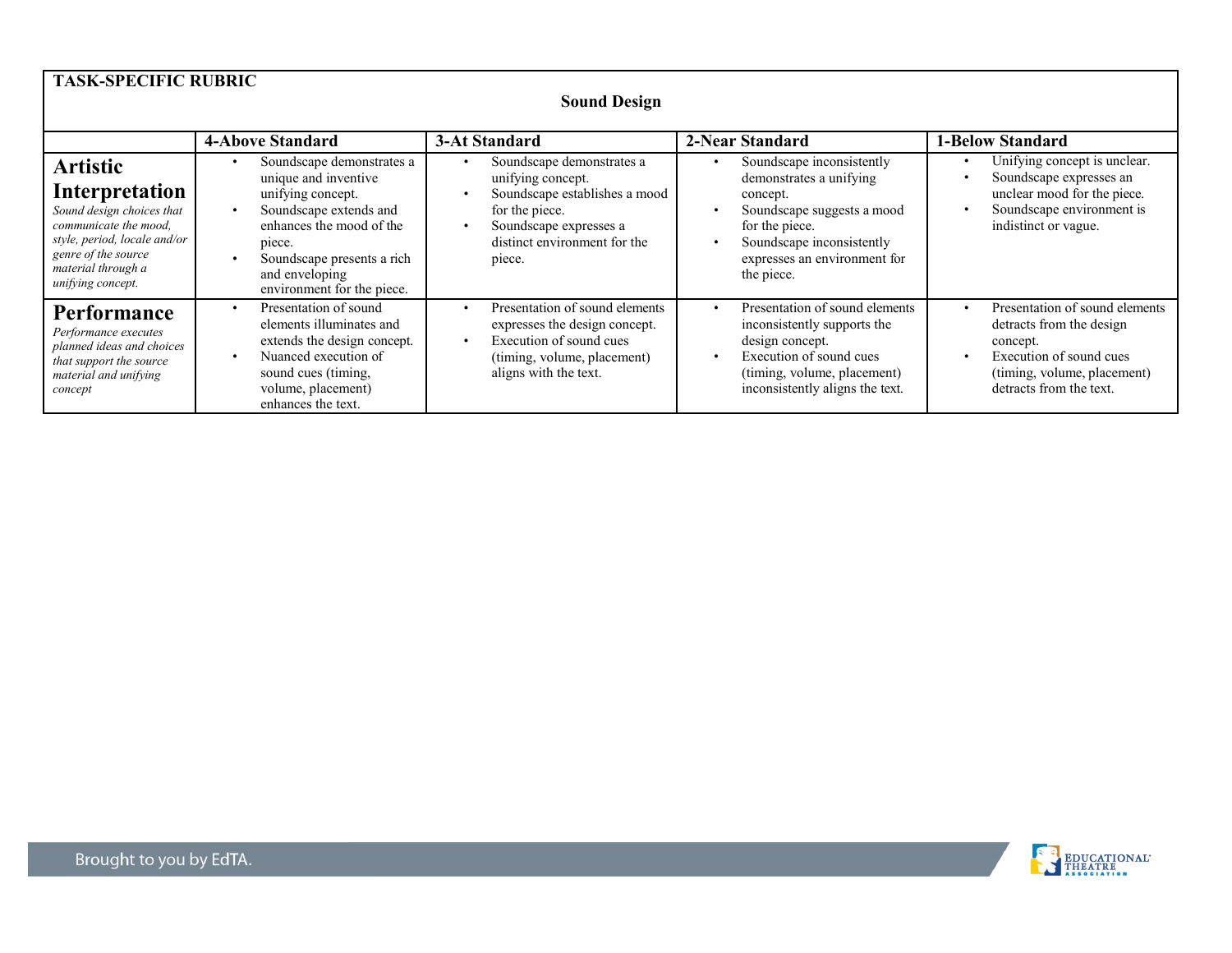**TASK-SPECIFIC RUBRIC**

## Sound Design

| | 4-Above Standard | 3-At Standard | 2-Near Standard | 1-Below Standard |
|---|---|---|---|---|
| **Artistic Interpretation** *Sound design choices that communicate the mood, style, period, locale and/or genre of the source material through a unifying concept.* | • Soundscape demonstrates a unique and inventive unifying concept. • Soundscape extends and enhances the mood of the piece. • Soundscape presents a rich and enveloping environment for the piece. | • Soundscape demonstrates a unifying concept. • Soundscape establishes a mood for the piece. • Soundscape expresses a distinct environment for the piece. | • Soundscape inconsistently demonstrates a unifying concept. • Soundscape suggests a mood for the piece. • Soundscape inconsistently expresses an environment for the piece. | • Unifying concept is unclear. • Soundscape expresses an unclear mood for the piece. • Soundscape environment is indistinct or vague. |
| **Performance** *Performance executes planned ideas and choices that support the source material and unifying concept* | • Presentation of sound elements illuminates and extends the design concept. • Nuanced execution of sound cues (timing, volume, placement) enhances the text. | • Presentation of sound elements expresses the design concept. • Execution of sound cues (timing, volume, placement) aligns with the text. | • Presentation of sound elements inconsistently supports the design concept. • Execution of sound cues (timing, volume, placement) inconsistently aligns the text. | • Presentation of sound elements detracts from the design concept. • Execution of sound cues (timing, volume, placement) detracts from the text. |

Brought to you by EdTA.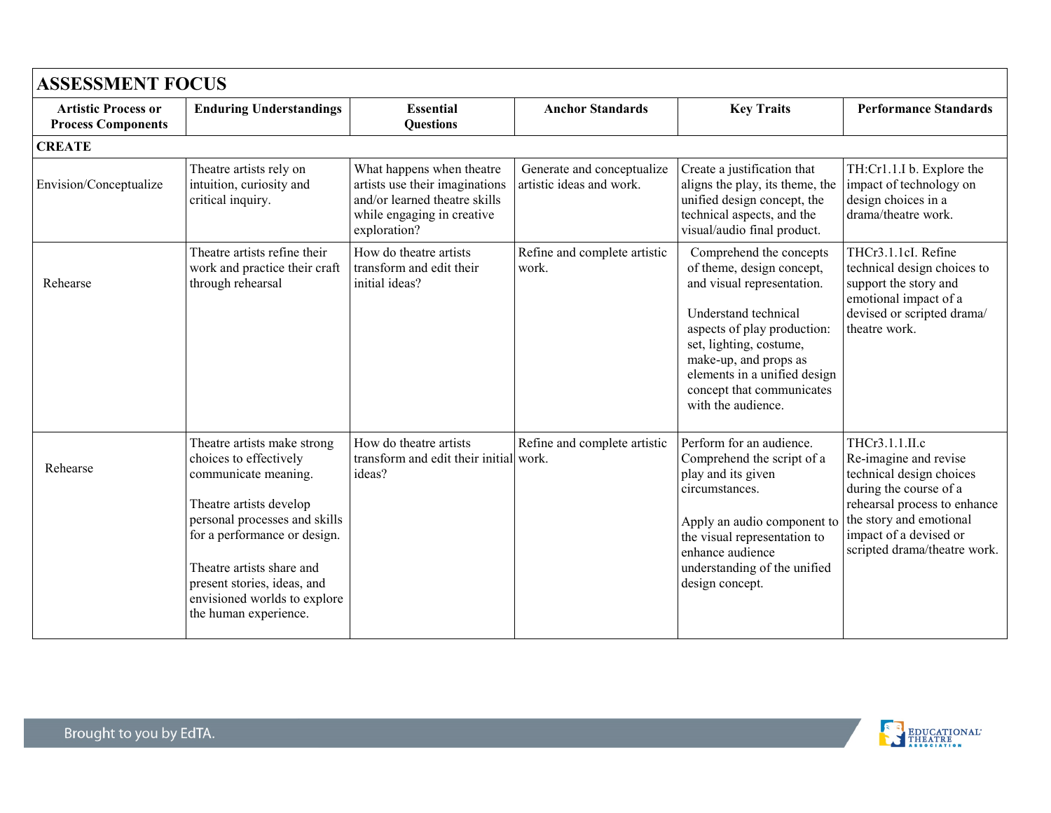| ASSESSMENT FOCUS | | | | | |
|---|---|---|---|---|---|
| **Artistic Process or Process Components** | **Enduring Understandings** | **Essential Questions** | **Anchor Standards** | **Key Traits** | **Performance Standards** |
| **CREATE** | | | | | |
| Envision/Conceptualize | Theatre artists rely on intuition, curiosity and critical inquiry. | What happens when theatre artists use their imaginations and/or learned theatre skills while engaging in creative exploration? | Generate and conceptualize artistic ideas and work. | Create a justification that aligns the play, its theme, the unified design concept, the technical aspects, and the visual/audio final product. | TH:Cr1.1.I b. Explore the impact of technology on design choices in a drama/theatre work. |
| Rehearse | Theatre artists refine their work and practice their craft through rehearsal | How do theatre artists transform and edit their initial ideas? | Refine and complete artistic work. | Comprehend the concepts of theme, design concept, and visual representation.<br><br>Understand technical aspects of play production: set, lighting, costume, make-up, and props as elements in a unified design concept that communicates with the audience. | THCr3.1.1cI. Refine technical design choices to support the story and emotional impact of a devised or scripted drama/ theatre work. |
| Rehearse | Theatre artists make strong choices to effectively communicate meaning.<br><br>Theatre artists develop personal processes and skills for a performance or design.<br><br>Theatre artists share and present stories, ideas, and envisioned worlds to explore the human experience. | How do theatre artists transform and edit their initial ideas? | Refine and complete artistic work. | Perform for an audience. Comprehend the script of a play and its given circumstances.<br><br>Apply an audio component to the visual representation to enhance audience understanding of the unified design concept. | THCr3.1.1.II.c Re-imagine and revise technical design choices during the course of a rehearsal process to enhance the story and emotional impact of a devised or scripted drama/theatre work. |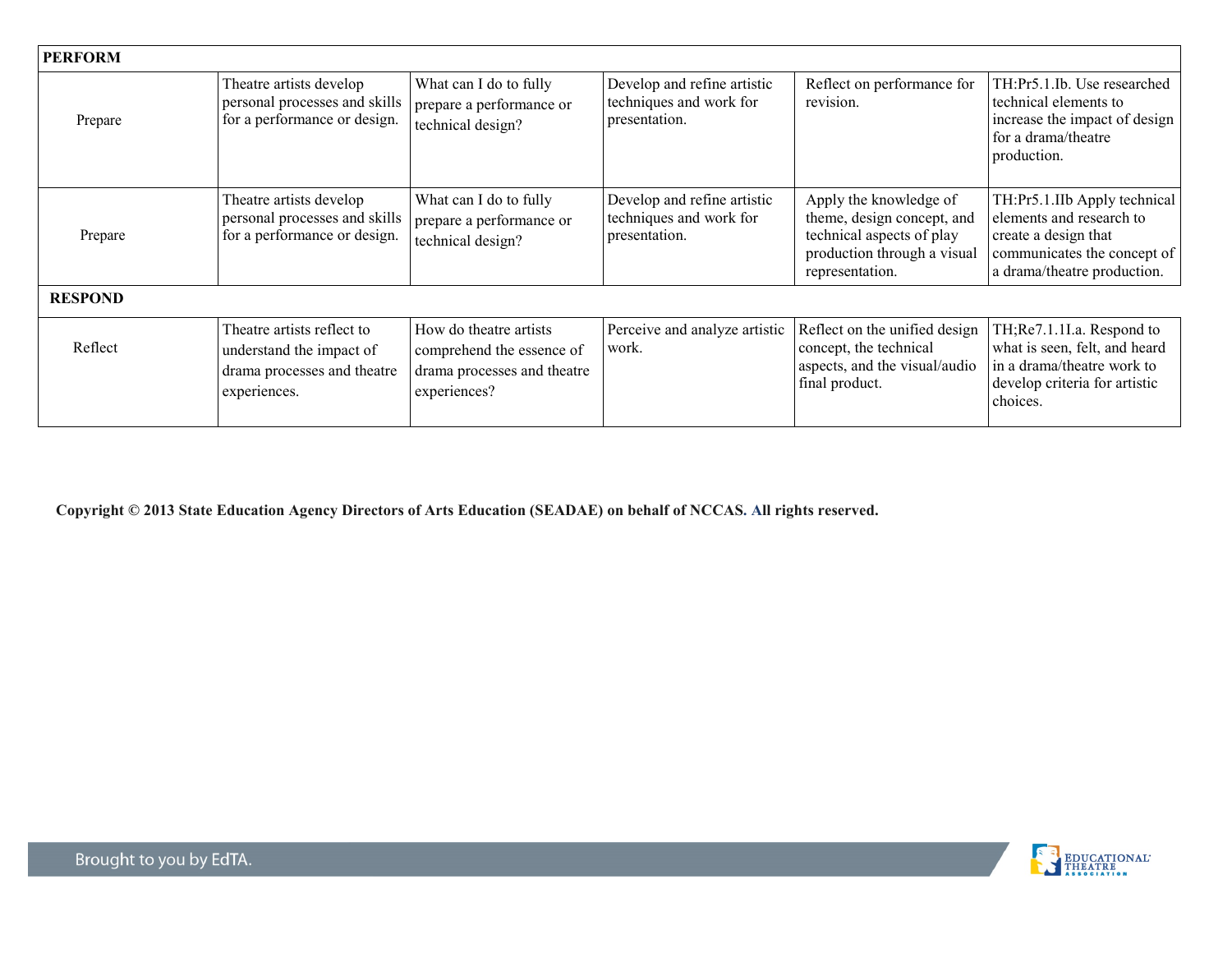| | | | | | |
|---|---|---|---|---|---|
| **PERFORM** | | | | | |
| Prepare | Theatre artists develop personal processes and skills for a performance or design. | What can I do to fully prepare a performance or technical design? | Develop and refine artistic techniques and work for presentation. | Reflect on performance for revision. | TH:Pr5.1.Ib. Use researched technical elements to increase the impact of design for a drama/theatre production. |
| Prepare | Theatre artists develop personal processes and skills for a performance or design. | What can I do to fully prepare a performance or technical design? | Develop and refine artistic techniques and work for presentation. | Apply the knowledge of theme, design concept, and technical aspects of play production through a visual representation. | TH:Pr5.1.IIb Apply technical elements and research to create a design that communicates the concept of a drama/theatre production. |
| **RESPOND** | | | | | |
| Reflect | Theatre artists reflect to understand the impact of drama processes and theatre experiences. | How do theatre artists comprehend the essence of drama processes and theatre experiences? | Perceive and analyze artistic work. | Reflect on the unified design concept, the technical aspects, and the visual/audio final product. | TH;Re7.1.1I.a. Respond to what is seen, felt, and heard in a drama/theatre work to develop criteria for artistic choices. |

**Copyright © 2013 State Education Agency Directors of Arts Education (SEADAE) on behalf of NCCAS. All rights reserved.**